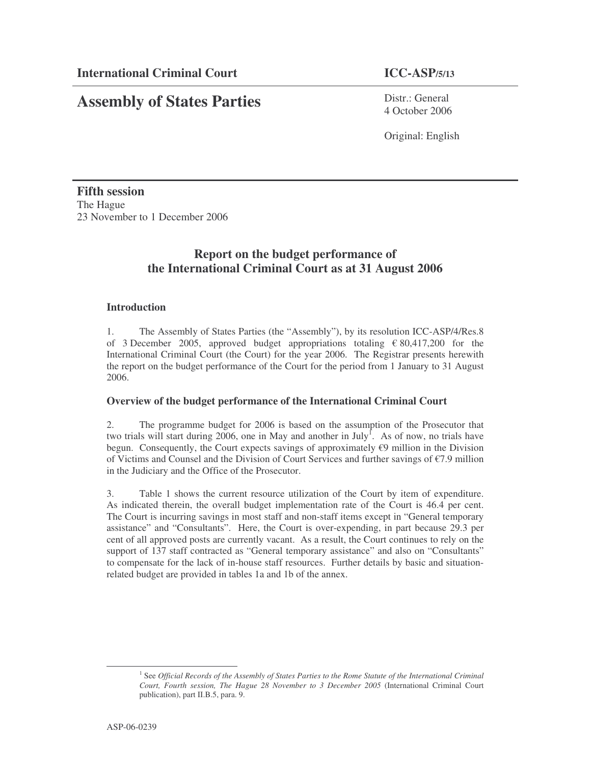**International Criminal Court** **ICC-ASP/5/13**

# Assembly of States Parties

Distr.: General
4 October 2006

Original: English

**Fifth session**
The Hague
23 November to 1 December 2006

## Report on the budget performance of the International Criminal Court as at 31 August 2006

### Introduction

1. The Assembly of States Parties (the "Assembly"), by its resolution ICC-ASP/4/Res.8 of 3 December 2005, approved budget appropriations totaling € 80,417,200 for the International Criminal Court (the Court) for the year 2006. The Registrar presents herewith the report on the budget performance of the Court for the period from 1 January to 31 August 2006.

### Overview of the budget performance of the International Criminal Court

2. The programme budget for 2006 is based on the assumption of the Prosecutor that two trials will start during 2006, one in May and another in July[1]. As of now, no trials have begun. Consequently, the Court expects savings of approximately €9 million in the Division of Victims and Counsel and the Division of Court Services and further savings of €7.9 million in the Judiciary and the Office of the Prosecutor.

3. Table 1 shows the current resource utilization of the Court by item of expenditure. As indicated therein, the overall budget implementation rate of the Court is 46.4 per cent. The Court is incurring savings in most staff and non-staff items except in "General temporary assistance" and "Consultants". Here, the Court is over-expending, in part because 29.3 per cent of all approved posts are currently vacant. As a result, the Court continues to rely on the support of 137 staff contracted as "General temporary assistance" and also on "Consultants" to compensate for the lack of in-house staff resources. Further details by basic and situation-related budget are provided in tables 1a and 1b of the annex.

[1] See *Official Records of the Assembly of States Parties to the Rome Statute of the International Criminal Court, Fourth session, The Hague 28 November to 3 December 2005* (International Criminal Court publication), part II.B.5, para. 9.

ASP-06-0239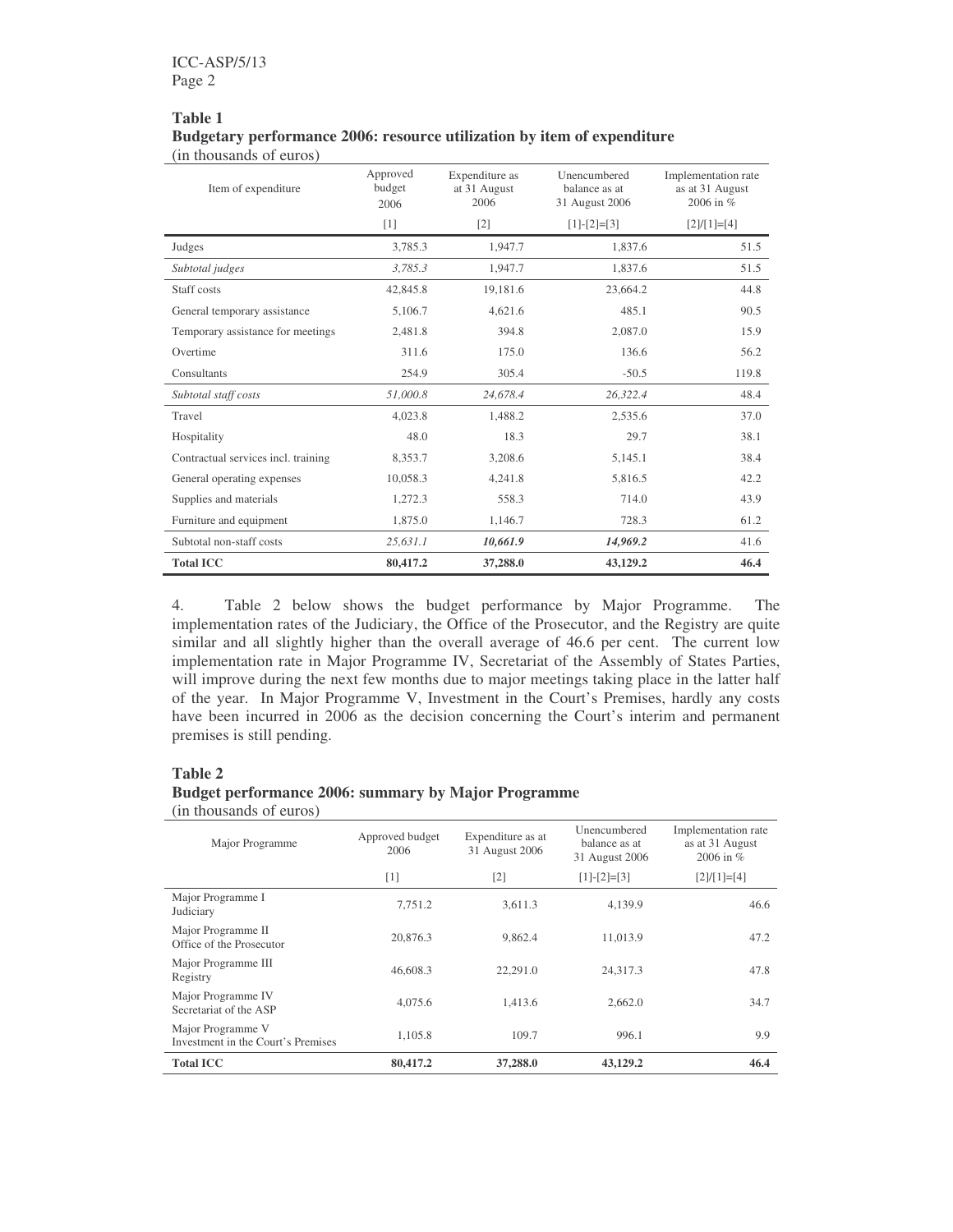**Table 1**
**Budgetary performance 2006: resource utilization by item of expenditure**
(in thousands of euros)

| Item of expenditure | Approved budget 2006 | Expenditure as at 31 August 2006 | Unencumbered balance as at 31 August 2006 | Implementation rate as at 31 August 2006 in % |
|---|---|---|---|---|
| | [1] | [2] | [1]-[2]=[3] | [2]/[1]=[4] |
| Judges | 3,785.3 | 1,947.7 | 1,837.6 | 51.5 |
| *Subtotal judges* | *3,785.3* | 1,947.7 | 1,837.6 | 51.5 |
| Staff costs | 42,845.8 | 19,181.6 | 23,664.2 | 44.8 |
| General temporary assistance | 5,106.7 | 4,621.6 | 485.1 | 90.5 |
| Temporary assistance for meetings | 2,481.8 | 394.8 | 2,087.0 | 15.9 |
| Overtime | 311.6 | 175.0 | 136.6 | 56.2 |
| Consultants | 254.9 | 305.4 | -50.5 | 119.8 |
| *Subtotal staff costs* | *51,000.8* | *24,678.4* | *26,322.4* | 48.4 |
| Travel | 4,023.8 | 1,488.2 | 2,535.6 | 37.0 |
| Hospitality | 48.0 | 18.3 | 29.7 | 38.1 |
| Contractual services incl. training | 8,353.7 | 3,208.6 | 5,145.1 | 38.4 |
| General operating expenses | 10,058.3 | 4,241.8 | 5,816.5 | 42.2 |
| Supplies and materials | 1,272.3 | 558.3 | 714.0 | 43.9 |
| Furniture and equipment | 1,875.0 | 1,146.7 | 728.3 | 61.2 |
| Subtotal non-staff costs | *25,631.1* | ***10,661.9*** | ***14,969.2*** | 41.6 |
| **Total ICC** | **80,417.2** | **37,288.0** | **43,129.2** | **46.4** |

4. Table 2 below shows the budget performance by Major Programme. The implementation rates of the Judiciary, the Office of the Prosecutor, and the Registry are quite similar and all slightly higher than the overall average of 46.6 per cent. The current low implementation rate in Major Programme IV, Secretariat of the Assembly of States Parties, will improve during the next few months due to major meetings taking place in the latter half of the year. In Major Programme V, Investment in the Court's Premises, hardly any costs have been incurred in 2006 as the decision concerning the Court's interim and permanent premises is still pending.

**Table 2**
**Budget performance 2006: summary by Major Programme**
(in thousands of euros)

| Major Programme | Approved budget 2006 | Expenditure as at 31 August 2006 | Unencumbered balance as at 31 August 2006 | Implementation rate as at 31 August 2006 in % |
|---|---|---|---|---|
| | [1] | [2] | [1]-[2]=[3] | [2]/[1]=[4] |
| Major Programme I Judiciary | 7,751.2 | 3,611.3 | 4,139.9 | 46.6 |
| Major Programme II Office of the Prosecutor | 20,876.3 | 9,862.4 | 11,013.9 | 47.2 |
| Major Programme III Registry | 46,608.3 | 22,291.0 | 24,317.3 | 47.8 |
| Major Programme IV Secretariat of the ASP | 4,075.6 | 1,413.6 | 2,662.0 | 34.7 |
| Major Programme V Investment in the Court's Premises | 1,105.8 | 109.7 | 996.1 | 9.9 |
| **Total ICC** | **80,417.2** | **37,288.0** | **43,129.2** | **46.4** |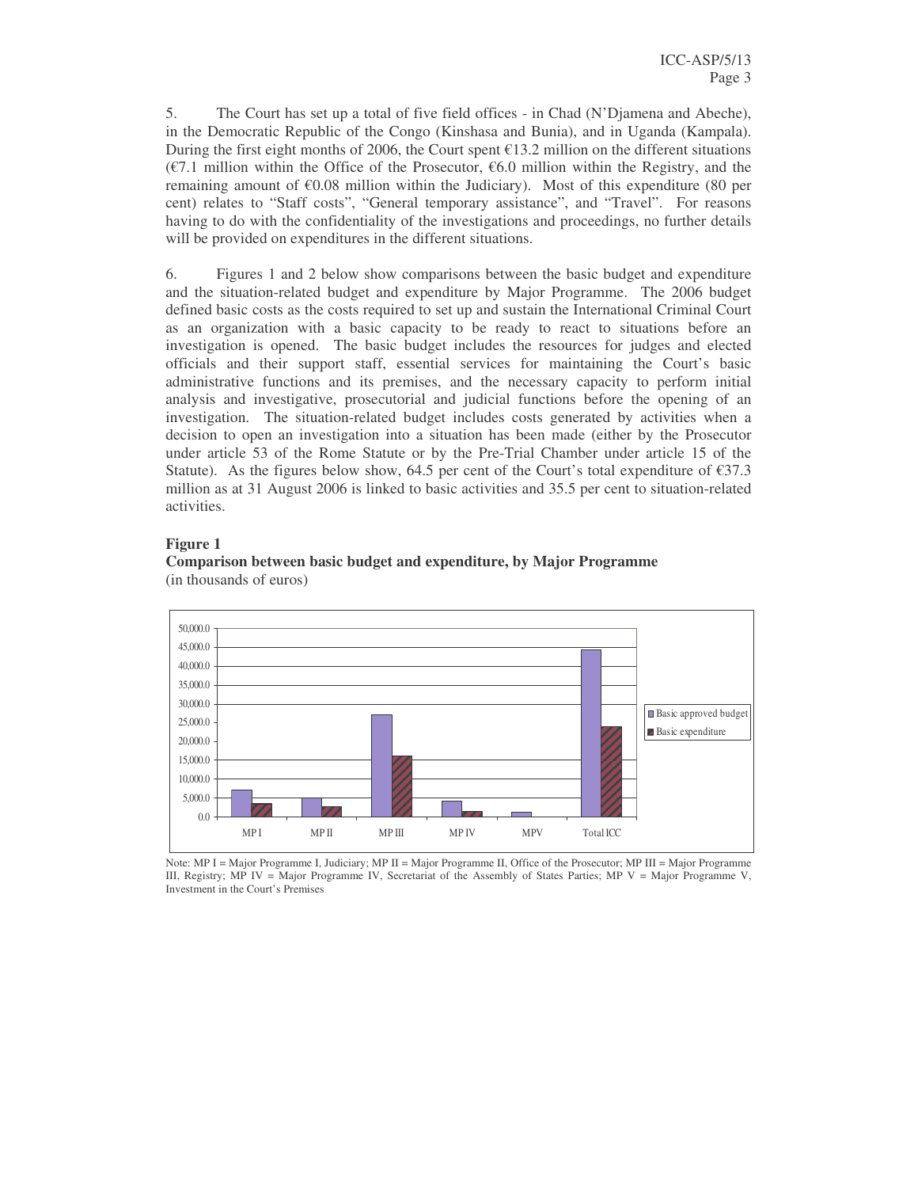5. The Court has set up a total of five field offices - in Chad (N'Djamena and Abeche), in the Democratic Republic of the Congo (Kinshasa and Bunia), and in Uganda (Kampala). During the first eight months of 2006, the Court spent €13.2 million on the different situations (€7.1 million within the Office of the Prosecutor, €6.0 million within the Registry, and the remaining amount of €0.08 million within the Judiciary). Most of this expenditure (80 per cent) relates to "Staff costs", "General temporary assistance", and "Travel". For reasons having to do with the confidentiality of the investigations and proceedings, no further details will be provided on expenditures in the different situations.

6. Figures 1 and 2 below show comparisons between the basic budget and expenditure and the situation-related budget and expenditure by Major Programme. The 2006 budget defined basic costs as the costs required to set up and sustain the International Criminal Court as an organization with a basic capacity to be ready to react to situations before an investigation is opened. The basic budget includes the resources for judges and elected officials and their support staff, essential services for maintaining the Court's basic administrative functions and its premises, and the necessary capacity to perform initial analysis and investigative, prosecutorial and judicial functions before the opening of an investigation. The situation-related budget includes costs generated by activities when a decision to open an investigation into a situation has been made (either by the Prosecutor under article 53 of the Rome Statute or by the Pre-Trial Chamber under article 15 of the Statute). As the figures below show, 64.5 per cent of the Court's total expenditure of €37.3 million as at 31 August 2006 is linked to basic activities and 35.5 per cent to situation-related activities.

**Figure 1**
**Comparison between basic budget and expenditure, by Major Programme**
(in thousands of euros)

Note: MP I = Major Programme I, Judiciary; MP II = Major Programme II, Office of the Prosecutor; MP III = Major Programme III, Registry; MP IV = Major Programme IV, Secretariat of the Assembly of States Parties; MP V = Major Programme V, Investment in the Court's Premises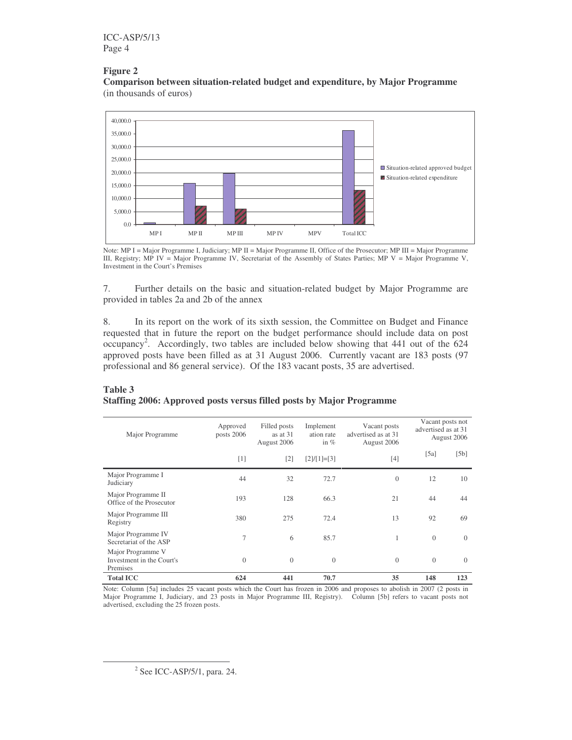**Figure 2**
**Comparison between situation-related budget and expenditure, by Major Programme**
(in thousands of euros)

Note: MP I = Major Programme I, Judiciary; MP II = Major Programme II, Office of the Prosecutor; MP III = Major Programme III, Registry; MP IV = Major Programme IV, Secretariat of the Assembly of States Parties; MP V = Major Programme V, Investment in the Court's Premises

7. Further details on the basic and situation-related budget by Major Programme are provided in tables 2a and 2b of the annex

8. In its report on the work of its sixth session, the Committee on Budget and Finance requested that in future the report on the budget performance should include data on post occupancy[2]. Accordingly, two tables are included below showing that 441 out of the 624 approved posts have been filled as at 31 August 2006. Currently vacant are 183 posts (97 professional and 86 general service). Of the 183 vacant posts, 35 are advertised.

**Table 3**
**Staffing 2006: Approved posts versus filled posts by Major Programme**

| Major Programme | Approved posts 2006 | Filled posts as at 31 August 2006 | Implementation rate in % | Vacant posts advertised as at 31 August 2006 | Vacant posts not advertised as at 31 August 2006 | |
|---|---|---|---|---|---|---|
| | [1] | [2] | [2]/[1]=[3] | [4] | [5a] | [5b] |
| Major Programme I Judiciary | 44 | 32 | 72.7 | 0 | 12 | 10 |
| Major Programme II Office of the Prosecutor | 193 | 128 | 66.3 | 21 | 44 | 44 |
| Major Programme III Registry | 380 | 275 | 72.4 | 13 | 92 | 69 |
| Major Programme IV Secretariat of the ASP | 7 | 6 | 85.7 | 1 | 0 | 0 |
| Major Programme V Investment in the Court's Premises | 0 | 0 | 0 | 0 | 0 | 0 |
| **Total ICC** | **624** | **441** | **70.7** | **35** | **148** | **123** |

Note: Column [5a] includes 25 vacant posts which the Court has frozen in 2006 and proposes to abolish in 2007 (2 posts in Major Programme I, Judiciary, and 23 posts in Major Programme III, Registry). Column [5b] refers to vacant posts not advertised, excluding the 25 frozen posts.

[2] See ICC-ASP/5/1, para. 24.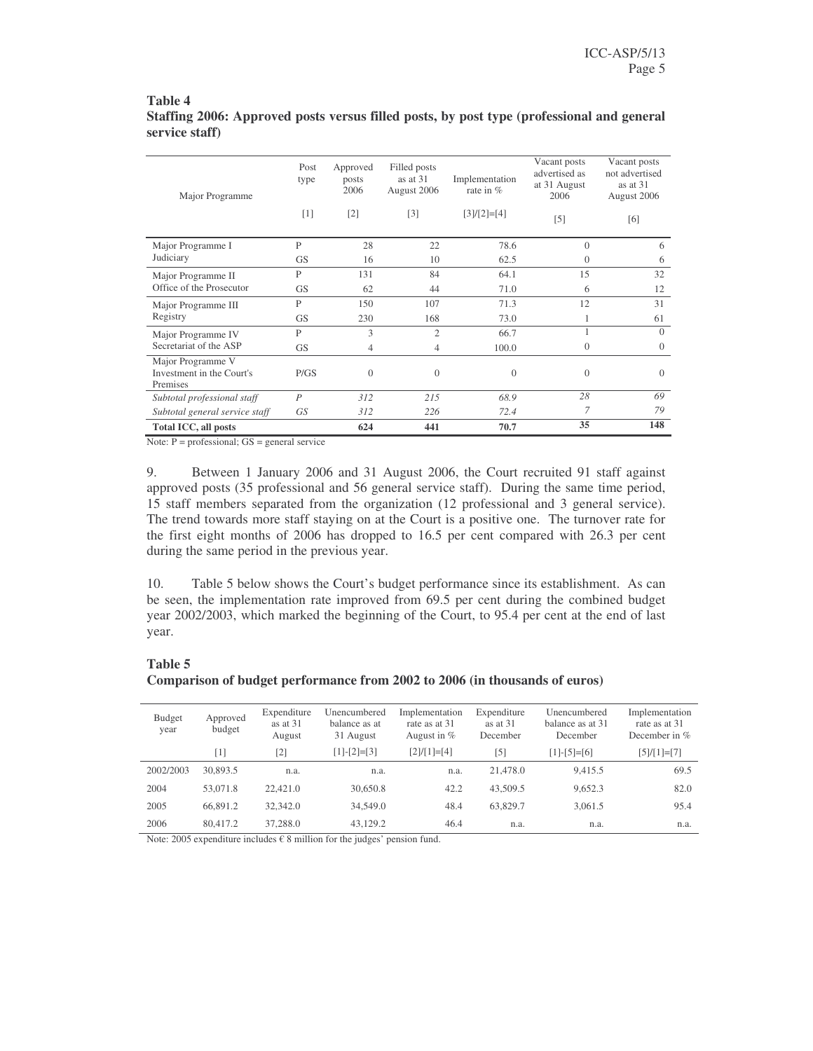**Table 4**
**Staffing 2006: Approved posts versus filled posts, by post type (professional and general service staff)**

| Major Programme | Post type [1] | Approved posts 2006 [2] | Filled posts as at 31 August 2006 [3] | Implementation rate in % [3]/[2]=[4] | Vacant posts advertised as at 31 August 2006 [5] | Vacant posts not advertised as at 31 August 2006 [6] |
|---|---|---|---|---|---|---|
| Major Programme I Judiciary | P | 28 | 22 | 78.6 | 0 | 6 |
| | GS | 16 | 10 | 62.5 | 0 | 6 |
| Major Programme II Office of the Prosecutor | P | 131 | 84 | 64.1 | 15 | 32 |
| | GS | 62 | 44 | 71.0 | 6 | 12 |
| Major Programme III Registry | P | 150 | 107 | 71.3 | 12 | 31 |
| | GS | 230 | 168 | 73.0 | 1 | 61 |
| Major Programme IV Secretariat of the ASP | P | 3 | 2 | 66.7 | 1 | 0 |
| | GS | 4 | 4 | 100.0 | 0 | 0 |
| Major Programme V Investment in the Court's Premises | P/GS | 0 | 0 | 0 | 0 | 0 |
| *Subtotal professional staff* | *P* | *312* | *215* | *68.9* | *28* | *69* |
| *Subtotal general service staff* | *GS* | *312* | *226* | *72.4* | *7* | *79* |
| **Total ICC, all posts** | | **624** | **441** | **70.7** | **35** | **148** |

Note: P = professional; GS = general service

9. Between 1 January 2006 and 31 August 2006, the Court recruited 91 staff against approved posts (35 professional and 56 general service staff). During the same time period, 15 staff members separated from the organization (12 professional and 3 general service). The trend towards more staff staying on at the Court is a positive one. The turnover rate for the first eight months of 2006 has dropped to 16.5 per cent compared with 26.3 per cent during the same period in the previous year.

10. Table 5 below shows the Court's budget performance since its establishment. As can be seen, the implementation rate improved from 69.5 per cent during the combined budget year 2002/2003, which marked the beginning of the Court, to 95.4 per cent at the end of last year.

**Table 5**
**Comparison of budget performance from 2002 to 2006 (in thousands of euros)**

| Budget year | Approved budget [1] | Expenditure as at 31 August [2] | Unencumbered balance as at 31 August [1]-[2]=[3] | Implementation rate as at 31 August in % [2]/[1]=[4] | Expenditure as at 31 December [5] | Unencumbered balance as at 31 December [1]-[5]=[6] | Implementation rate as at 31 December in % [5]/[1]=[7] |
|---|---|---|---|---|---|---|---|
| 2002/2003 | 30,893.5 | n.a. | n.a. | n.a. | 21,478.0 | 9,415.5 | 69.5 |
| 2004 | 53,071.8 | 22,421.0 | 30,650.8 | 42.2 | 43,509.5 | 9,652.3 | 82.0 |
| 2005 | 66,891.2 | 32,342.0 | 34,549.0 | 48.4 | 63,829.7 | 3,061.5 | 95.4 |
| 2006 | 80,417.2 | 37,288.0 | 43,129.2 | 46.4 | n.a. | n.a. | n.a. |

Note: 2005 expenditure includes € 8 million for the judges' pension fund.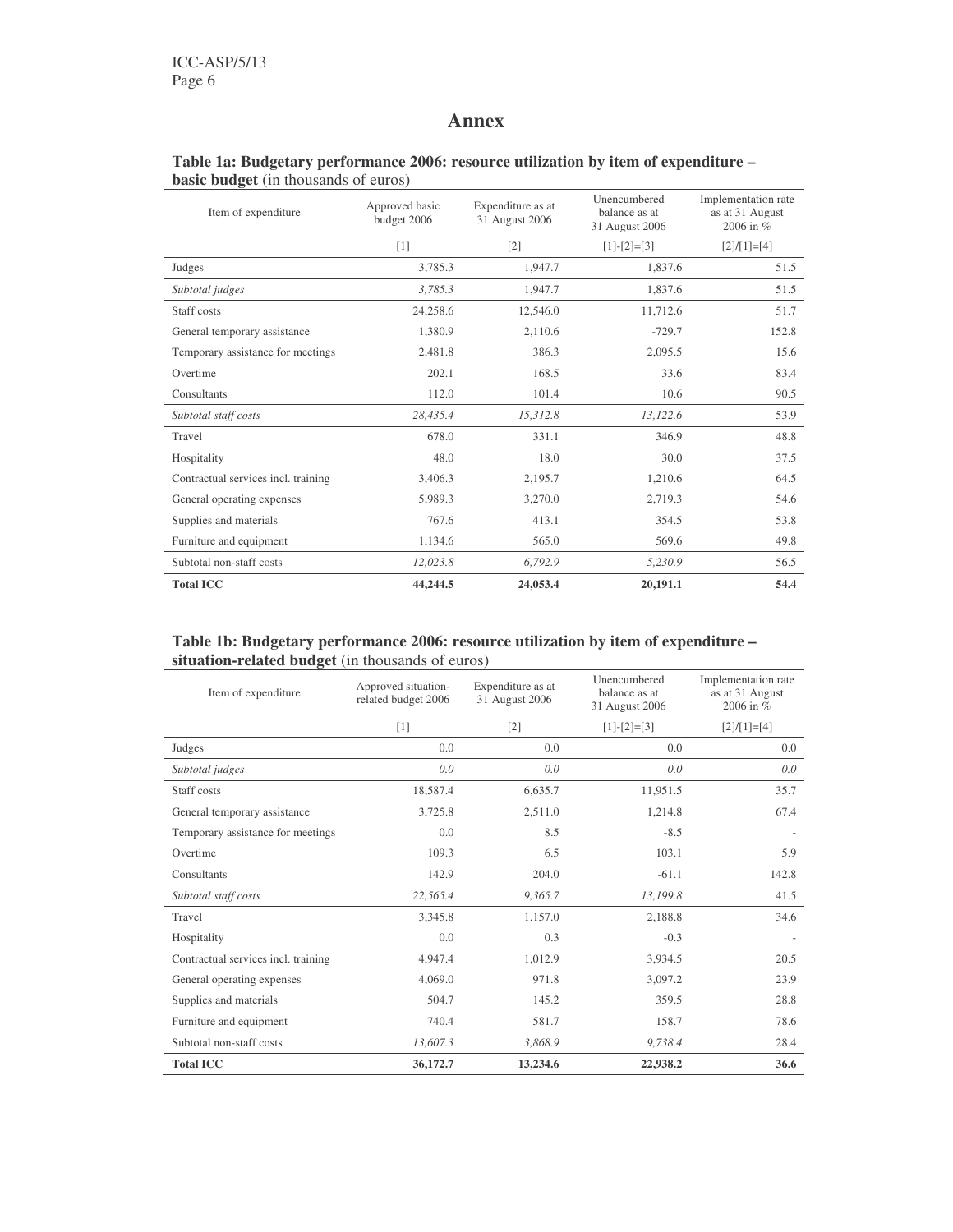# Annex

**Table 1a: Budgetary performance 2006: resource utilization by item of expenditure – basic budget** (in thousands of euros)

| Item of expenditure | Approved basic budget 2006 | Expenditure as at 31 August 2006 | Unencumbered balance as at 31 August 2006 | Implementation rate as at 31 August 2006 in % |
|---|---|---|---|---|
| | [1] | [2] | [1]-[2]=[3] | [2]/[1]=[4] |
| Judges | 3,785.3 | 1,947.7 | 1,837.6 | 51.5 |
| *Subtotal judges* | *3,785.3* | 1,947.7 | 1,837.6 | 51.5 |
| Staff costs | 24,258.6 | 12,546.0 | 11,712.6 | 51.7 |
| General temporary assistance | 1,380.9 | 2,110.6 | -729.7 | 152.8 |
| Temporary assistance for meetings | 2,481.8 | 386.3 | 2,095.5 | 15.6 |
| Overtime | 202.1 | 168.5 | 33.6 | 83.4 |
| Consultants | 112.0 | 101.4 | 10.6 | 90.5 |
| *Subtotal staff costs* | *28,435.4* | *15,312.8* | *13,122.6* | 53.9 |
| Travel | 678.0 | 331.1 | 346.9 | 48.8 |
| Hospitality | 48.0 | 18.0 | 30.0 | 37.5 |
| Contractual services incl. training | 3,406.3 | 2,195.7 | 1,210.6 | 64.5 |
| General operating expenses | 5,989.3 | 3,270.0 | 2,719.3 | 54.6 |
| Supplies and materials | 767.6 | 413.1 | 354.5 | 53.8 |
| Furniture and equipment | 1,134.6 | 565.0 | 569.6 | 49.8 |
| Subtotal non-staff costs | *12,023.8* | *6,792.9* | *5,230.9* | 56.5 |
| **Total ICC** | **44,244.5** | **24,053.4** | **20,191.1** | **54.4** |

**Table 1b: Budgetary performance 2006: resource utilization by item of expenditure – situation-related budget** (in thousands of euros)

| Item of expenditure | Approved situation-related budget 2006 | Expenditure as at 31 August 2006 | Unencumbered balance as at 31 August 2006 | Implementation rate as at 31 August 2006 in % |
|---|---|---|---|---|
| | [1] | [2] | [1]-[2]=[3] | [2]/[1]=[4] |
| Judges | 0.0 | 0.0 | 0.0 | 0.0 |
| *Subtotal judges* | *0.0* | *0.0* | *0.0* | *0.0* |
| Staff costs | 18,587.4 | 6,635.7 | 11,951.5 | 35.7 |
| General temporary assistance | 3,725.8 | 2,511.0 | 1,214.8 | 67.4 |
| Temporary assistance for meetings | 0.0 | 8.5 | -8.5 | - |
| Overtime | 109.3 | 6.5 | 103.1 | 5.9 |
| Consultants | 142.9 | 204.0 | -61.1 | 142.8 |
| *Subtotal staff costs* | *22,565.4* | *9,365.7* | *13,199.8* | 41.5 |
| Travel | 3,345.8 | 1,157.0 | 2,188.8 | 34.6 |
| Hospitality | 0.0 | 0.3 | -0.3 | - |
| Contractual services incl. training | 4,947.4 | 1,012.9 | 3,934.5 | 20.5 |
| General operating expenses | 4,069.0 | 971.8 | 3,097.2 | 23.9 |
| Supplies and materials | 504.7 | 145.2 | 359.5 | 28.8 |
| Furniture and equipment | 740.4 | 581.7 | 158.7 | 78.6 |
| Subtotal non-staff costs | *13,607.3* | *3,868.9* | *9,738.4* | 28.4 |
| **Total ICC** | **36,172.7** | **13,234.6** | **22,938.2** | **36.6** |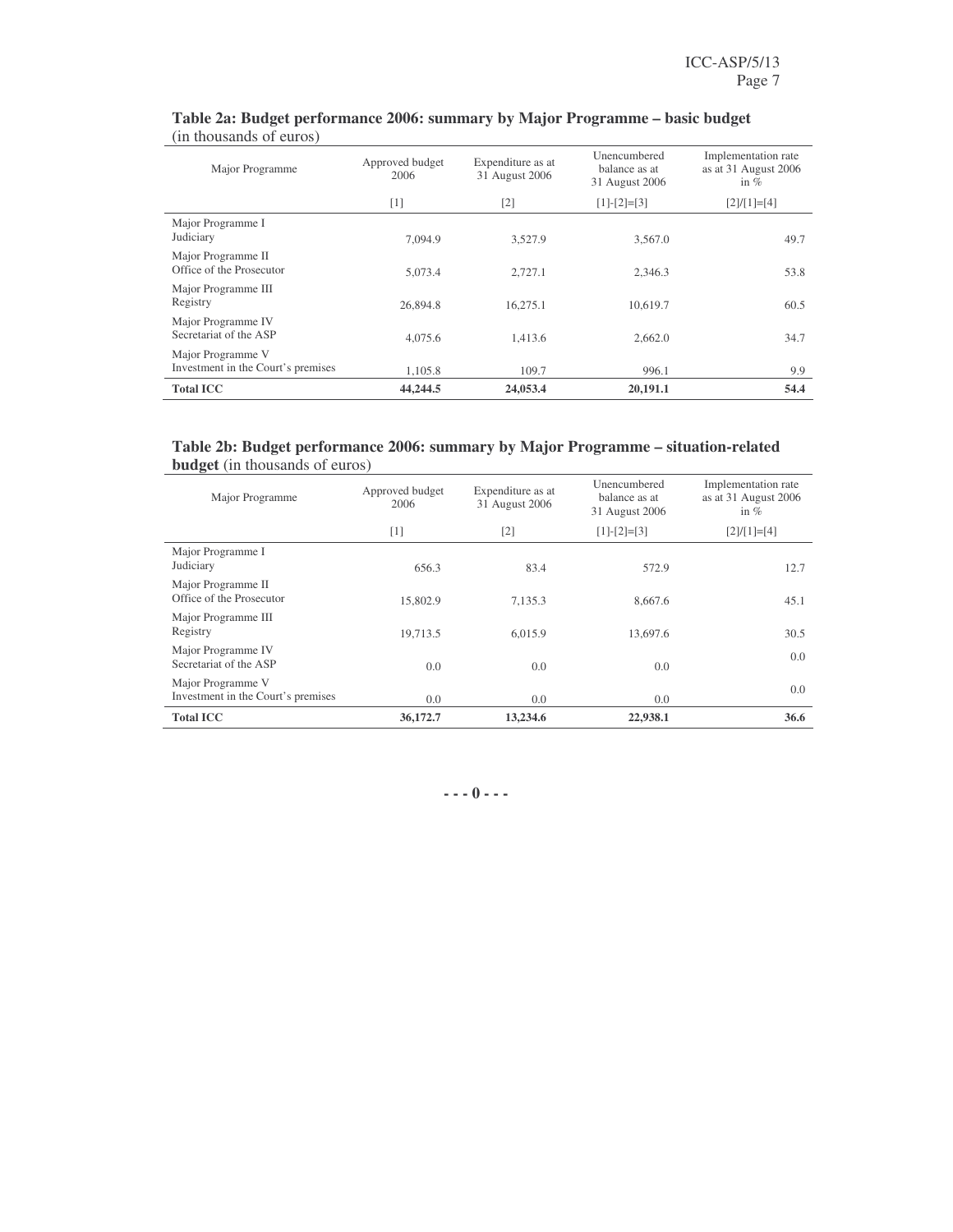**Table 2a: Budget performance 2006: summary by Major Programme – basic budget** (in thousands of euros)

| Major Programme | Approved budget 2006 | Expenditure as at 31 August 2006 | Unencumbered balance as at 31 August 2006 | Implementation rate as at 31 August 2006 in % |
|---|---|---|---|---|
| | [1] | [2] | [1]-[2]=[3] | [2]/[1]=[4] |
| Major Programme I Judiciary | 7,094.9 | 3,527.9 | 3,567.0 | 49.7 |
| Major Programme II Office of the Prosecutor | 5,073.4 | 2,727.1 | 2,346.3 | 53.8 |
| Major Programme III Registry | 26,894.8 | 16,275.1 | 10,619.7 | 60.5 |
| Major Programme IV Secretariat of the ASP | 4,075.6 | 1,413.6 | 2,662.0 | 34.7 |
| Major Programme V Investment in the Court's premises | 1,105.8 | 109.7 | 996.1 | 9.9 |
| **Total ICC** | **44,244.5** | **24,053.4** | **20,191.1** | **54.4** |

**Table 2b: Budget performance 2006: summary by Major Programme – situation-related budget** (in thousands of euros)

| Major Programme | Approved budget 2006 | Expenditure as at 31 August 2006 | Unencumbered balance as at 31 August 2006 | Implementation rate as at 31 August 2006 in % |
|---|---|---|---|---|
| | [1] | [2] | [1]-[2]=[3] | [2]/[1]=[4] |
| Major Programme I Judiciary | 656.3 | 83.4 | 572.9 | 12.7 |
| Major Programme II Office of the Prosecutor | 15,802.9 | 7,135.3 | 8,667.6 | 45.1 |
| Major Programme III Registry | 19,713.5 | 6,015.9 | 13,697.6 | 30.5 |
| Major Programme IV Secretariat of the ASP | 0.0 | 0.0 | 0.0 | 0.0 |
| Major Programme V Investment in the Court's premises | 0.0 | 0.0 | 0.0 | 0.0 |
| **Total ICC** | **36,172.7** | **13,234.6** | **22,938.1** | **36.6** |

**- - - 0 - - -**